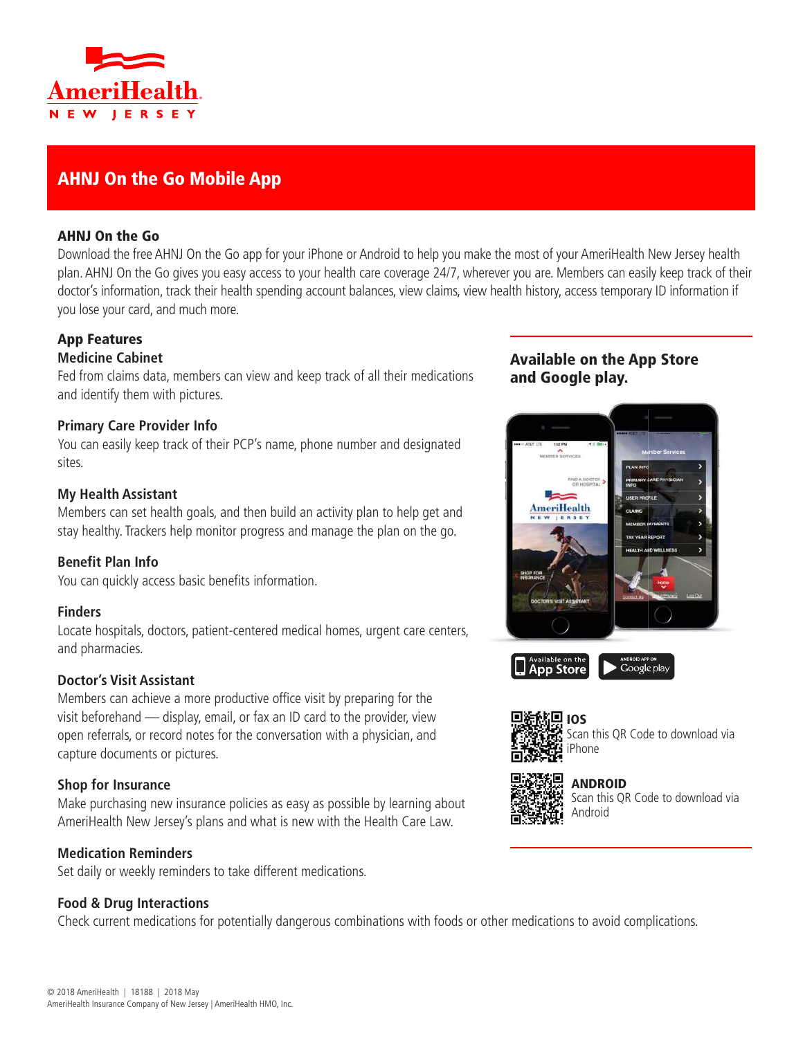AmeriHealth
NEW JERSEY

# AHNJ On the Go Mobile App

## AHNJ On the Go

Download the free AHNJ On the Go app for your iPhone or Android to help you make the most of your AmeriHealth New Jersey health plan. AHNJ On the Go gives you easy access to your health care coverage 24/7, wherever you are. Members can easily keep track of their doctor's information, track their health spending account balances, view claims, view health history, access temporary ID information if you lose your card, and much more.

## App Features

### Medicine Cabinet

Fed from claims data, members can view and keep track of all their medications and identify them with pictures.

### Primary Care Provider Info

You can easily keep track of their PCP's name, phone number and designated sites.

### My Health Assistant

Members can set health goals, and then build an activity plan to help get and stay healthy. Trackers help monitor progress and manage the plan on the go.

### Benefit Plan Info

You can quickly access basic benefits information.

### Finders

Locate hospitals, doctors, patient-centered medical homes, urgent care centers, and pharmacies.

### Doctor's Visit Assistant

Members can achieve a more productive office visit by preparing for the visit beforehand — display, email, or fax an ID card to the provider, view open referrals, or record notes for the conversation with a physician, and capture documents or pictures.

### Shop for Insurance

Make purchasing new insurance policies as easy as possible by learning about AmeriHealth New Jersey's plans and what is new with the Health Care Law.

### Medication Reminders

Set daily or weekly reminders to take different medications.

### Food & Drug Interactions

Check current medications for potentially dangerous combinations with foods or other medications to avoid complications.

## Available on the App Store and Google play.

Available on the App Store | Android App on Google play

**IOS**
Scan this QR Code to download via iPhone

**ANDROID**
Scan this QR Code to download via Android

© 2018 AmeriHealth | 18188 | 2018 May
AmeriHealth Insurance Company of New Jersey | AmeriHealth HMO, Inc.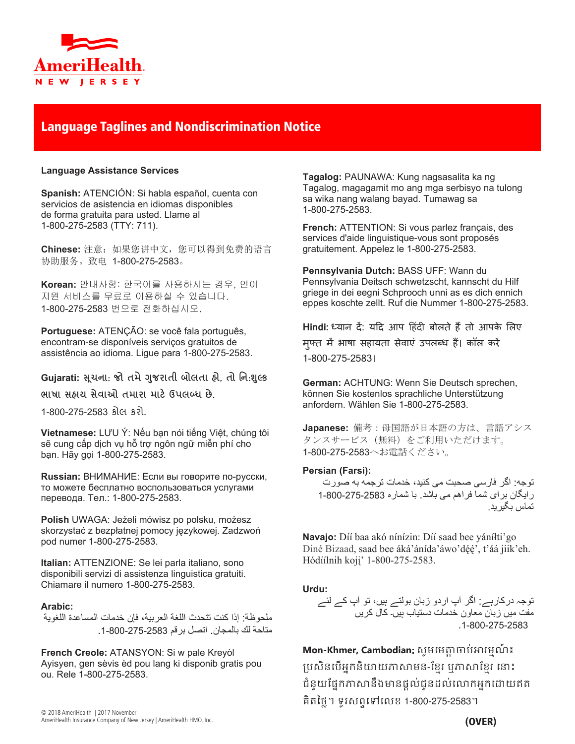# Language Taglines and Nondiscrimination Notice

**Language Assistance Services**

**Spanish:** ATENCIÓN: Si habla español, cuenta con servicios de asistencia en idiomas disponibles de forma gratuita para usted. Llame al 1-800-275-2583 (TTY: 711).

**Chinese:** 注意：如果您讲中文，您可以得到免费的语言协助服务。致电 1-800-275-2583。

**Korean:** 안내사항: 한국어를 사용하시는 경우, 언어 지원 서비스를 무료로 이용하실 수 있습니다. 1-800-275-2583 번으로 전화하십시오.

**Portuguese:** ATENÇÃO: se você fala português, encontram-se disponíveis serviços gratuitos de assistência ao idioma. Ligue para 1-800-275-2583.

**Gujarati:** સૂચના: જો તમે ગુજરાતી બોલતા હો, તો નિ:શુલ્ક ભાષા સહાય સેવાઓ તમારા માટે ઉપલબ્ધ છે. 1-800-275-2583 કોલ કરો.

**Vietnamese:** LƯU Ý: Nếu bạn nói tiếng Việt, chúng tôi sẽ cung cấp dịch vụ hỗ trợ ngôn ngữ miễn phí cho bạn. Hãy gọi 1-800-275-2583.

**Russian:** ВНИМАНИЕ: Если вы говорите по-русски, то можете бесплатно воспользоваться услугами перевода. Тел.: 1-800-275-2583.

**Polish** UWAGA: Jeżeli mówisz po polsku, możesz skorzystać z bezpłatnej pomocy językowej. Zadzwoń pod numer 1-800-275-2583.

**Italian:** ATTENZIONE: Se lei parla italiano, sono disponibili servizi di assistenza linguistica gratuiti. Chiamare il numero 1-800-275-2583.

**Arabic:**
ملحوظة: إذا كنت تتحدث اللغة العربية، فإن خدمات المساعدة اللغوية متاحة لك بالمجان. اتصل برقم 1-800-275-2583.

**French Creole:** ATANSYON: Si w pale Kreyòl Ayisyen, gen sèvis èd pou lang ki disponib gratis pou ou. Rele 1-800-275-2583.

**Tagalog:** PAUNAWA: Kung nagsasalita ka ng Tagalog, magagamit mo ang mga serbisyo na tulong sa wika nang walang bayad. Tumawag sa 1-800-275-2583.

**French:** ATTENTION: Si vous parlez français, des services d'aide linguistique-vous sont proposés gratuitement. Appelez le 1-800-275-2583.

**Pennsylvania Dutch:** BASS UFF: Wann du Pennsylvania Deitsch schwetzscht, kannscht du Hilf griege in dei eegni Schprooch unni as es dich ennich eppes koschte zellt. Ruf die Nummer 1-800-275-2583.

**Hindi:** ध्यान दें: यदि आप हिंदी बोलते हैं तो आपके लिए मुफ्त में भाषा सहायता सेवाएं उपलब्ध हैं। कॉल करें 1-800-275-2583।

**German:** ACHTUNG: Wenn Sie Deutsch sprechen, können Sie kostenlos sprachliche Unterstützung anfordern. Wählen Sie 1-800-275-2583.

**Japanese:** 備考：母国語が日本語の方は、言語アシスタンスサービス（無料）をご利用いただけます。1-800-275-2583へお電話ください。

**Persian (Farsi):**
توجه: اگر فارسی صحبت می کنید، خدمات ترجمه به صورت رایگان برای شما فراهم می باشد. با شماره 1-800-275-2583 تماس بگیرید.

**Navajo:** Díí baa akó nínízin: Díí saad bee yáníłti'go Diné Bizaad, saad bee áká'ánída'áwo'dę́ę́', t'áá jiik'eh. Hódíílnih koji' 1-800-275-2583.

**Urdu:**
توجہ درکارہے: اگر آپ اردو زبان بولتے ہیں، تو آپ کے لئے مفت میں زبان معاون خدمات دستیاب ہیں۔ کال کریں 1-800-275-2583.

**Mon-Khmer, Cambodian:** សូមមេត្តាចាប់អារម្មណ៍៖ ប្រសិនបើអ្នកនិយាយភាសាមន-ខ្មែរ ឬភាសាខ្មែរ នោះជំនួយផ្នែកភាសានឹងមានផ្តល់ជូនដល់លោកអ្នកដោយឥតគិតថ្លៃ។ ទូរសព្ទទៅលេខ 1-800-275-2583។

© 2018 AmeriHealth | 2017 November
AmeriHealth Insurance Company of New Jersey | AmeriHealth HMO, Inc.

**(OVER)**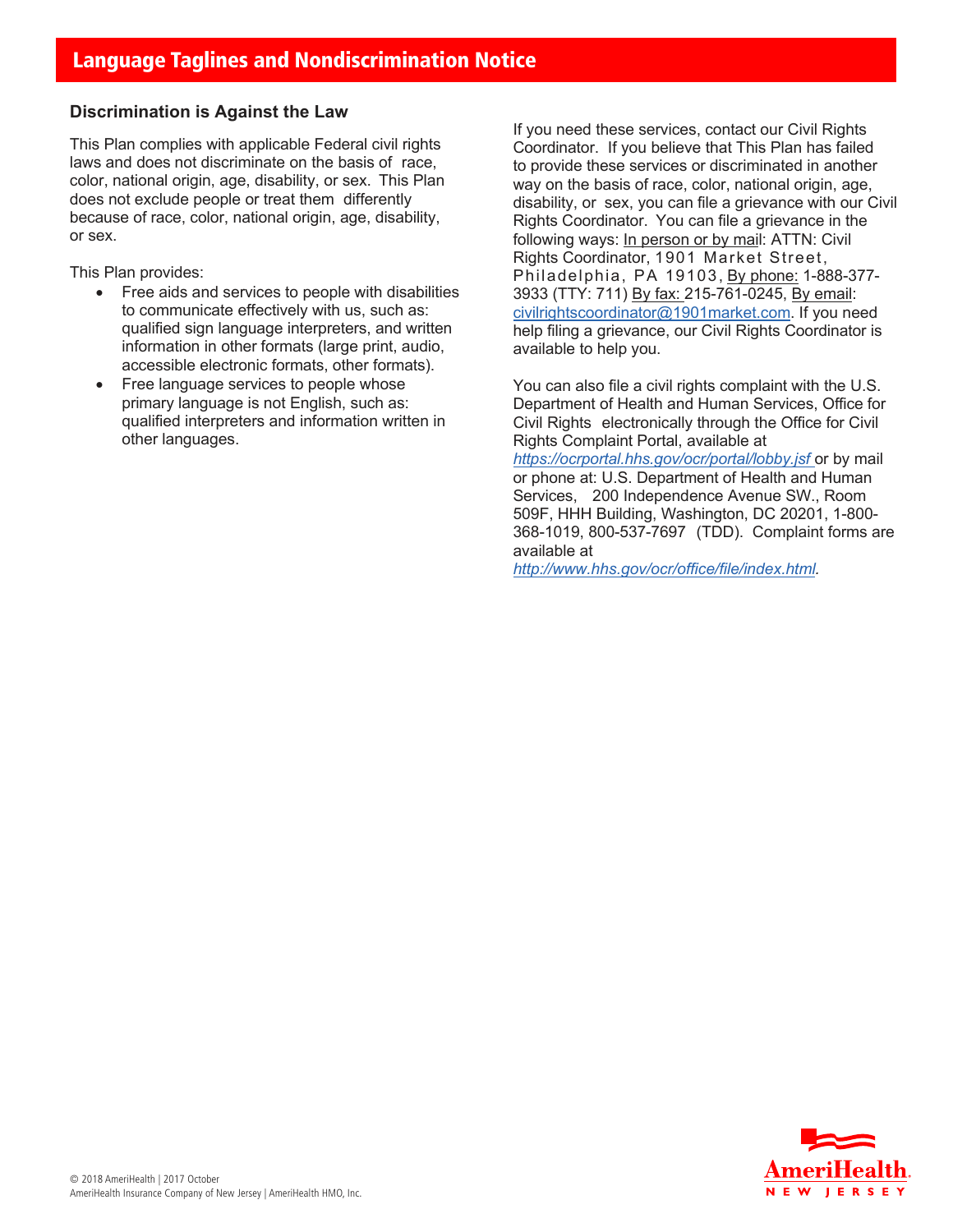# Language Taglines and Nondiscrimination Notice

## Discrimination is Against the Law

This Plan complies with applicable Federal civil rights laws and does not discriminate on the basis of race, color, national origin, age, disability, or sex. This Plan does not exclude people or treat them differently because of race, color, national origin, age, disability, or sex.

This Plan provides:

- Free aids and services to people with disabilities to communicate effectively with us, such as: qualified sign language interpreters, and written information in other formats (large print, audio, accessible electronic formats, other formats).
- Free language services to people whose primary language is not English, such as: qualified interpreters and information written in other languages.

If you need these services, contact our Civil Rights Coordinator. If you believe that This Plan has failed to provide these services or discriminated in another way on the basis of race, color, national origin, age, disability, or sex, you can file a grievance with our Civil Rights Coordinator. You can file a grievance in the following ways: In person or by mail: ATTN: Civil Rights Coordinator, 1901 Market Street, Philadelphia, PA 19103, By phone: 1-888-377-3933 (TTY: 711) By fax: 215-761-0245, By email: civilrightscoordinator@1901market.com. If you need help filing a grievance, our Civil Rights Coordinator is available to help you.

You can also file a civil rights complaint with the U.S. Department of Health and Human Services, Office for Civil Rights electronically through the Office for Civil Rights Complaint Portal, available at *https://ocrportal.hhs.gov/ocr/portal/lobby.jsf* or by mail or phone at: U.S. Department of Health and Human Services, 200 Independence Avenue SW., Room 509F, HHH Building, Washington, DC 20201, 1-800-368-1019, 800-537-7697 (TDD). Complaint forms are available at *http://www.hhs.gov/ocr/office/file/index.html*.

© 2018 AmeriHealth | 2017 October
AmeriHealth Insurance Company of New Jersey | AmeriHealth HMO, Inc.

AmeriHealth.
NEW JERSEY